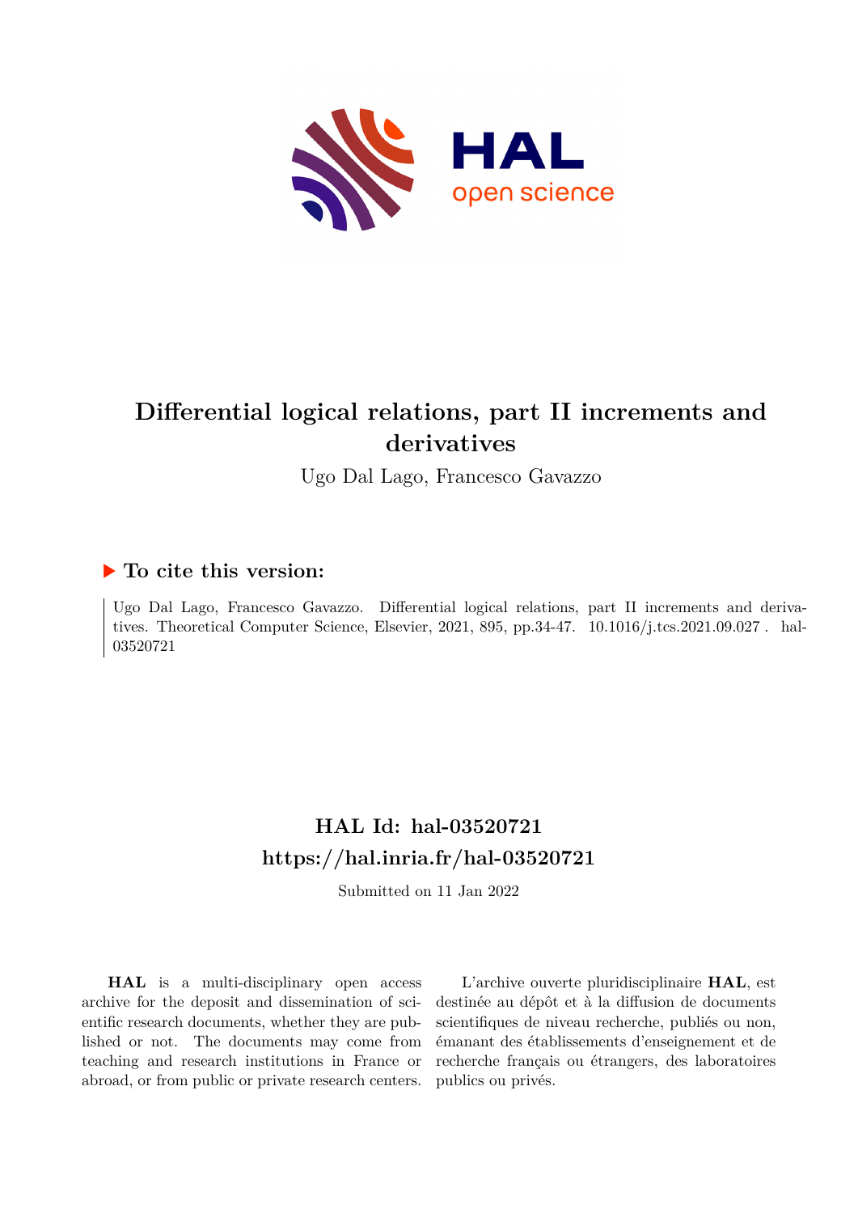# Differential logical relations, part II increments and derivatives

Ugo Dal Lago, Francesco Gavazzo

## ▶ To cite this version:

Ugo Dal Lago, Francesco Gavazzo. Differential logical relations, part II increments and derivatives. Theoretical Computer Science, Elsevier, 2021, 895, pp.34-47. 10.1016/j.tcs.2021.09.027 . hal-03520721

## HAL Id: hal-03520721

## https://hal.inria.fr/hal-03520721

Submitted on 11 Jan 2022

**HAL** is a multi-disciplinary open access archive for the deposit and dissemination of scientific research documents, whether they are published or not. The documents may come from teaching and research institutions in France or abroad, or from public or private research centers.

L'archive ouverte pluridisciplinaire **HAL**, est destinée au dépôt et à la diffusion de documents scientifiques de niveau recherche, publiés ou non, émanant des établissements d'enseignement et de recherche français ou étrangers, des laboratoires publics ou privés.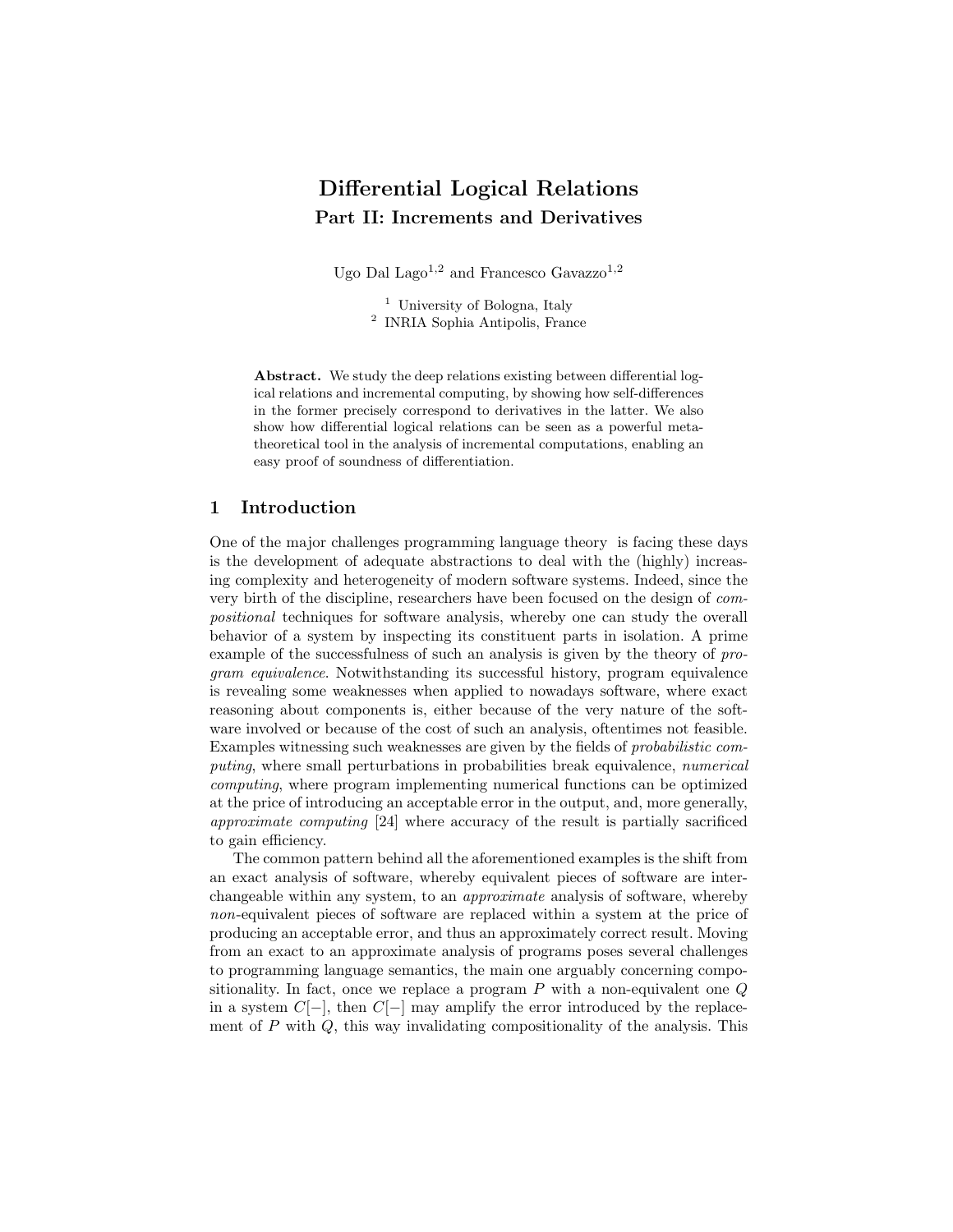# Differential Logical Relations

## Part II: Increments and Derivatives

Ugo Dal Lago[1,2] and Francesco Gavazzo[1,2]

[1] University of Bologna, Italy
[2] INRIA Sophia Antipolis, France

**Abstract.** We study the deep relations existing between differential logical relations and incremental computing, by showing how self-differences in the former precisely correspond to derivatives in the latter. We also show how differential logical relations can be seen as a powerful meta-theoretical tool in the analysis of incremental computations, enabling an easy proof of soundness of differentiation.

## 1 Introduction

One of the major challenges programming language theory is facing these days is the development of adequate abstractions to deal with the (highly) increasing complexity and heterogeneity of modern software systems. Indeed, since the very birth of the discipline, researchers have been focused on the design of *compositional* techniques for software analysis, whereby one can study the overall behavior of a system by inspecting its constituent parts in isolation. A prime example of the successfulness of such an analysis is given by the theory of *program equivalence*. Notwithstanding its successful history, program equivalence is revealing some weaknesses when applied to nowadays software, where exact reasoning about components is, either because of the very nature of the software involved or because of the cost of such an analysis, oftentimes not feasible. Examples witnessing such weaknesses are given by the fields of *probabilistic computing*, where small perturbations in probabilities break equivalence, *numerical computing*, where program implementing numerical functions can be optimized at the price of introducing an acceptable error in the output, and, more generally, *approximate computing* [24] where accuracy of the result is partially sacrificed to gain efficiency.

The common pattern behind all the aforementioned examples is the shift from an exact analysis of software, whereby equivalent pieces of software are interchangeable within any system, to an *approximate* analysis of software, whereby *non*-equivalent pieces of software are replaced within a system at the price of producing an acceptable error, and thus an approximately correct result. Moving from an exact to an approximate analysis of programs poses several challenges to programming language semantics, the main one arguably concerning compositionality. In fact, once we replace a program $P$ with a non-equivalent one $Q$ in a system $C[-]$, then $C[-]$ may amplify the error introduced by the replacement of $P$ with $Q$, this way invalidating compositionality of the analysis. This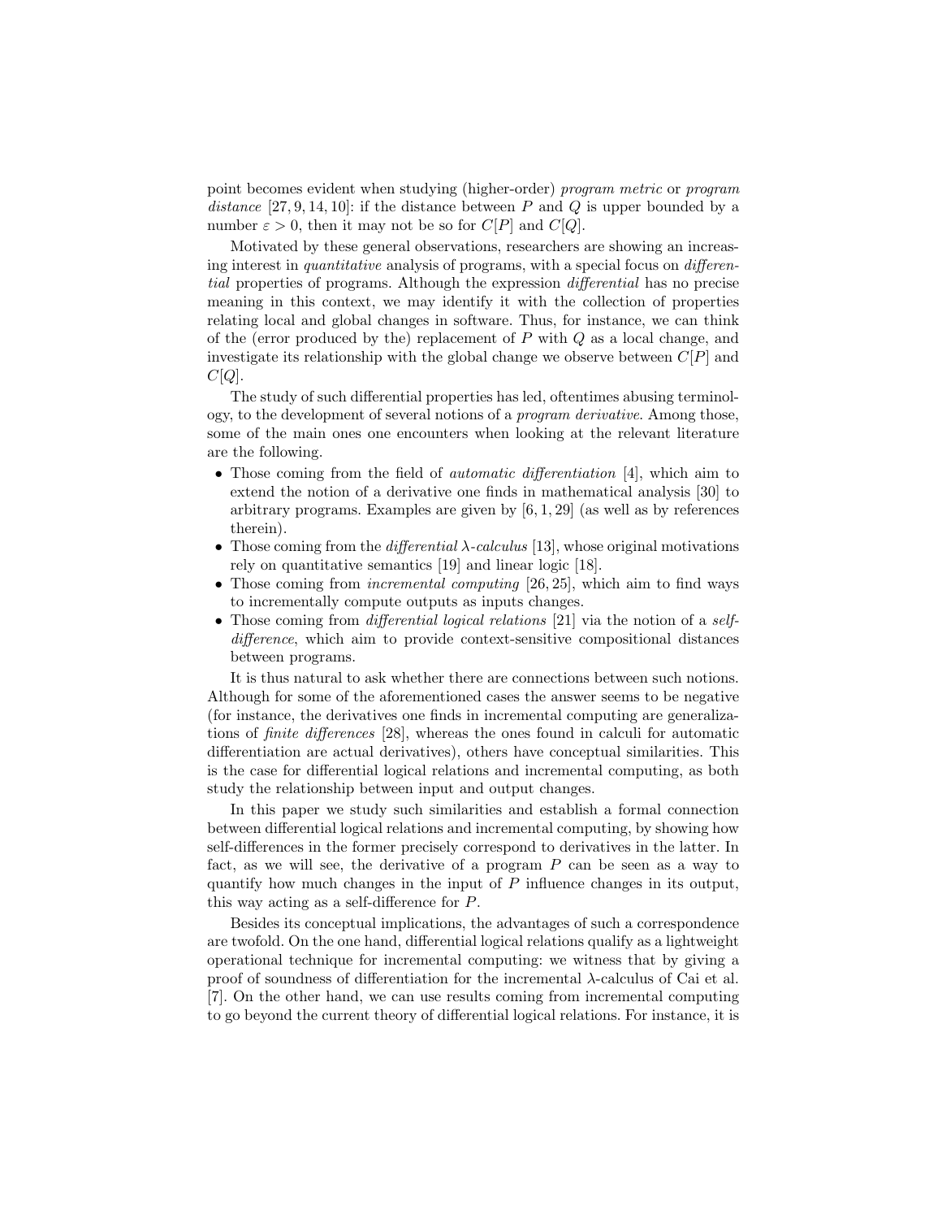point becomes evident when studying (higher-order) *program metric* or *program distance* [27, 9, 14, 10]: if the distance between $P$ and $Q$ is upper bounded by a number $\varepsilon > 0$, then it may not be so for $C[P]$ and $C[Q]$.

Motivated by these general observations, researchers are showing an increasing interest in *quantitative* analysis of programs, with a special focus on *differential* properties of programs. Although the expression *differential* has no precise meaning in this context, we may identify it with the collection of properties relating local and global changes in software. Thus, for instance, we can think of the (error produced by the) replacement of $P$ with $Q$ as a local change, and investigate its relationship with the global change we observe between $C[P]$ and $C[Q]$.

The study of such differential properties has led, oftentimes abusing terminology, to the development of several notions of a *program derivative*. Among those, some of the main ones one encounters when looking at the relevant literature are the following.

- Those coming from the field of *automatic differentiation* [4], which aim to extend the notion of a derivative one finds in mathematical analysis [30] to arbitrary programs. Examples are given by [6, 1, 29] (as well as by references therein).
- Those coming from the *differential $\lambda$-calculus* [13], whose original motivations rely on quantitative semantics [19] and linear logic [18].
- Those coming from *incremental computing* [26, 25], which aim to find ways to incrementally compute outputs as inputs changes.
- Those coming from *differential logical relations* [21] via the notion of a *self-difference*, which aim to provide context-sensitive compositional distances between programs.

It is thus natural to ask whether there are connections between such notions. Although for some of the aforementioned cases the answer seems to be negative (for instance, the derivatives one finds in incremental computing are generalizations of *finite differences* [28], whereas the ones found in calculi for automatic differentiation are actual derivatives), others have conceptual similarities. This is the case for differential logical relations and incremental computing, as both study the relationship between input and output changes.

In this paper we study such similarities and establish a formal connection between differential logical relations and incremental computing, by showing how self-differences in the former precisely correspond to derivatives in the latter. In fact, as we will see, the derivative of a program $P$ can be seen as a way to quantify how much changes in the input of $P$ influence changes in its output, this way acting as a self-difference for $P$.

Besides its conceptual implications, the advantages of such a correspondence are twofold. On the one hand, differential logical relations qualify as a lightweight operational technique for incremental computing: we witness that by giving a proof of soundness of differentiation for the incremental $\lambda$-calculus of Cai et al. [7]. On the other hand, we can use results coming from incremental computing to go beyond the current theory of differential logical relations. For instance, it is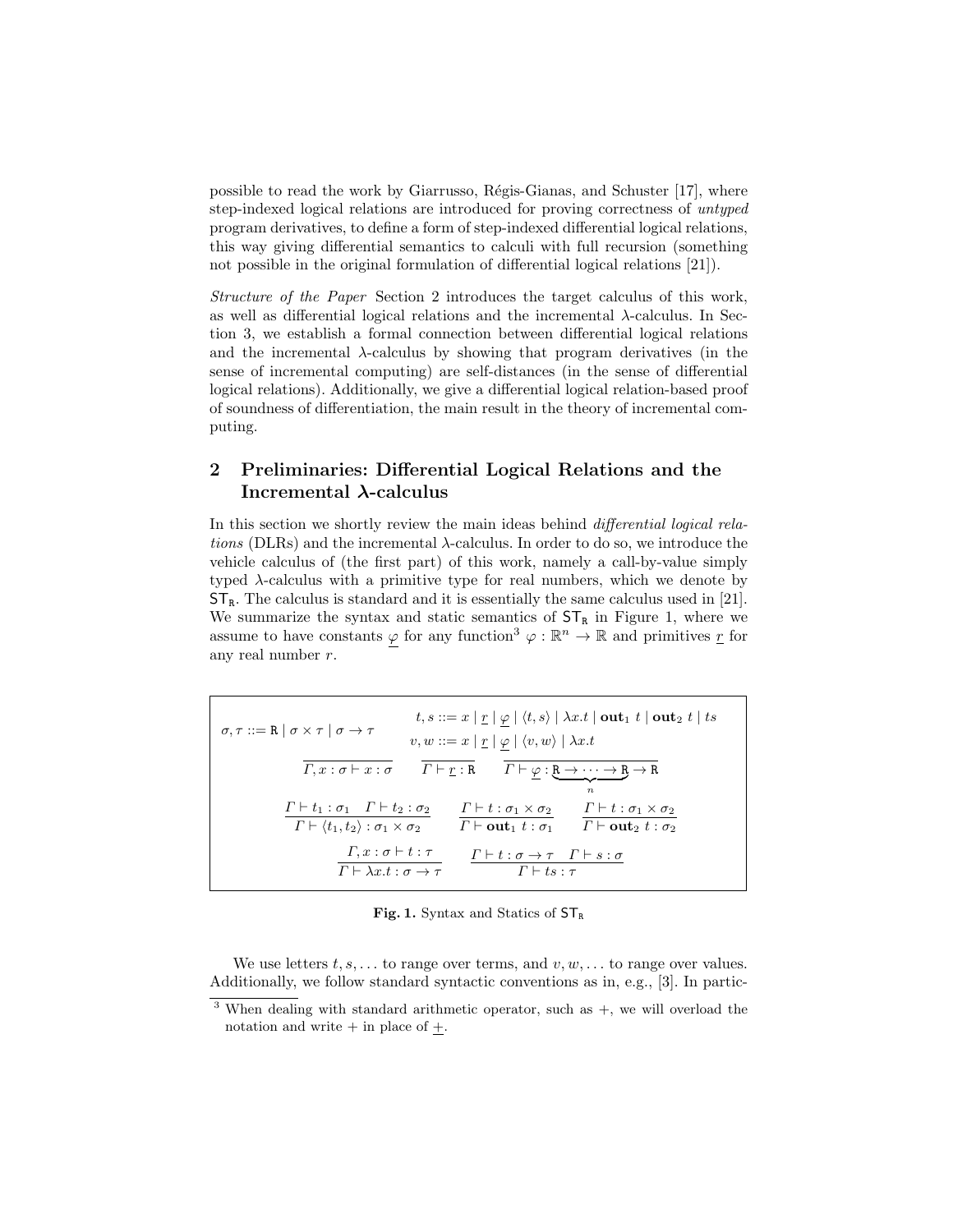possible to read the work by Giarrusso, Régis-Gianas, and Schuster [17], where step-indexed logical relations are introduced for proving correctness of *untyped* program derivatives, to define a form of step-indexed differential logical relations, this way giving differential semantics to calculi with full recursion (something not possible in the original formulation of differential logical relations [21]).

*Structure of the Paper* Section 2 introduces the target calculus of this work, as well as differential logical relations and the incremental $\lambda$-calculus. In Section 3, we establish a formal connection between differential logical relations and the incremental $\lambda$-calculus by showing that program derivatives (in the sense of incremental computing) are self-distances (in the sense of differential logical relations). Additionally, we give a differential logical relation-based proof of soundness of differentiation, the main result in the theory of incremental computing.

## 2 Preliminaries: Differential Logical Relations and the Incremental $\lambda$-calculus

In this section we shortly review the main ideas behind *differential logical relations* (DLRs) and the incremental $\lambda$-calculus. In order to do so, we introduce the vehicle calculus of (the first part) of this work, namely a call-by-value simply typed $\lambda$-calculus with a primitive type for real numbers, which we denote by $\mathsf{ST}_{\mathtt{R}}$. The calculus is standard and it is essentially the same calculus used in [21]. We summarize the syntax and static semantics of $\mathsf{ST}_{\mathtt{R}}$ in Figure 1, where we assume to have constants $\underline{\varphi}$ for any function[3] $\varphi : \mathbb{R}^n \to \mathbb{R}$ and primitives $\underline{r}$ for any real number $r$.

$$\sigma, \tau ::= \mathtt{R} \mid \sigma \times \tau \mid \sigma \to \tau \qquad \begin{array}{l} t, s ::= x \mid \underline{r} \mid \underline{\varphi} \mid \langle t, s\rangle \mid \lambda x.t \mid \mathbf{out}_1\ t \mid \mathbf{out}_2\ t \mid ts \\ v, w ::= x \mid \underline{r} \mid \underline{\varphi} \mid \langle v, w\rangle \mid \lambda x.t \end{array}$$

$$\frac{}{\Gamma, x : \sigma \vdash x : \sigma} \qquad \frac{}{\Gamma \vdash \underline{r} : \mathtt{R}} \qquad \frac{}{\Gamma \vdash \underline{\varphi} : \underbrace{\mathtt{R} \to \cdots \to \mathtt{R}}_{n} \to \mathtt{R}}$$

$$\frac{\Gamma \vdash t_1 : \sigma_1 \quad \Gamma \vdash t_2 : \sigma_2}{\Gamma \vdash \langle t_1, t_2\rangle : \sigma_1 \times \sigma_2} \qquad \frac{\Gamma \vdash t : \sigma_1 \times \sigma_2}{\Gamma \vdash \mathbf{out}_1\ t : \sigma_1} \qquad \frac{\Gamma \vdash t : \sigma_1 \times \sigma_2}{\Gamma \vdash \mathbf{out}_2\ t : \sigma_2}$$

$$\frac{\Gamma, x : \sigma \vdash t : \tau}{\Gamma \vdash \lambda x.t : \sigma \to \tau} \qquad \frac{\Gamma \vdash t : \sigma \to \tau \quad \Gamma \vdash s : \sigma}{\Gamma \vdash ts : \tau}$$

**Fig. 1.** Syntax and Statics of $\mathsf{ST}_{\mathtt{R}}$

We use letters $t, s, \ldots$ to range over terms, and $v, w, \ldots$ to range over values. Additionally, we follow standard syntactic conventions as in, e.g., [3]. In partic-

[3] When dealing with standard arithmetic operator, such as $+$, we will overload the notation and write $+$ in place of $\underline{+}$.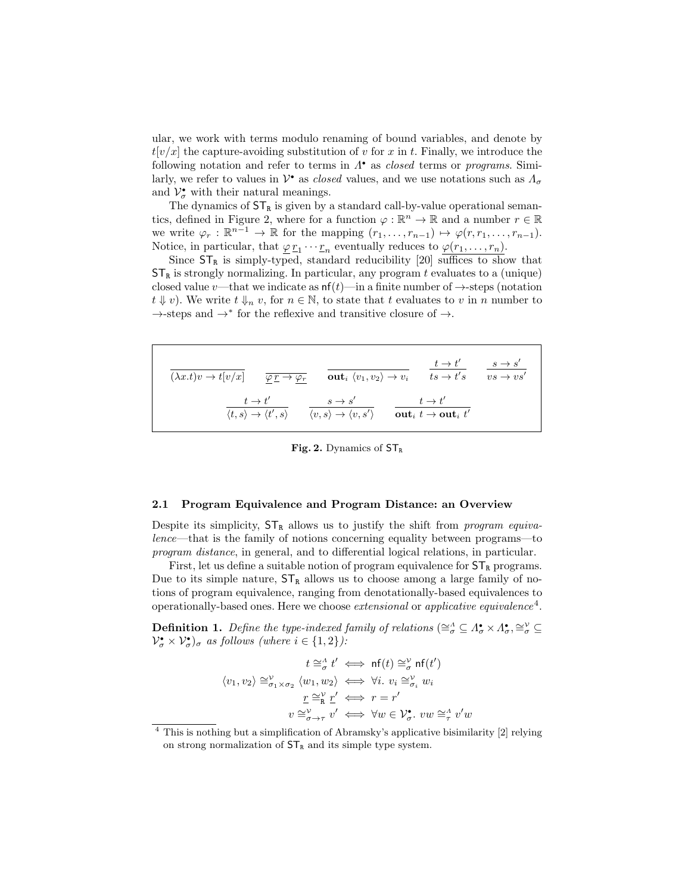ular, we work with terms modulo renaming of bound variables, and denote by $t[v/x]$ the capture-avoiding substitution of $v$ for $x$ in $t$. Finally, we introduce the following notation and refer to terms in $\Lambda^\bullet$ as *closed* terms or *programs*. Similarly, we refer to values in $\mathcal{V}^\bullet$ as *closed* values, and we use notations such as $\Lambda_\sigma$ and $\mathcal{V}^\bullet_\sigma$ with their natural meanings.

The dynamics of $\mathsf{ST}_\mathtt{R}$ is given by a standard call-by-value operational semantics, defined in Figure 2, where for a function $\varphi : \mathbb{R}^n \to \mathbb{R}$ and a number $r \in \mathbb{R}$ we write $\varphi_r : \mathbb{R}^{n-1} \to \mathbb{R}$ for the mapping $(r_1, \ldots, r_{n-1}) \mapsto \varphi(r, r_1, \ldots, r_{n-1})$. Notice, in particular, that $\underline{\varphi}\,\underline{r}_1 \cdots \underline{r}_n$ eventually reduces to $\underline{\varphi(r_1, \ldots, r_n)}$.

Since $\mathsf{ST}_\mathtt{R}$ is simply-typed, standard reducibility [20] suffices to show that $\mathsf{ST}_\mathtt{R}$ is strongly normalizing. In particular, any program $t$ evaluates to a (unique) closed value $v$—that we indicate as $\mathsf{nf}(t)$—in a finite number of $\to$-steps (notation $t \Downarrow v$). We write $t \Downarrow_n v$, for $n \in \mathbb{N}$, to state that $t$ evaluates to $v$ in $n$ number to $\to$-steps and $\to^*$ for the reflexive and transitive closure of $\to$.

$$
\frac{}{(\lambda x.t)v \to t[v/x]} \qquad \frac{}{\underline{\varphi}\,\underline{r} \to \underline{\varphi_r}} \qquad \frac{}{\mathbf{out}_i\ \langle v_1, v_2\rangle \to v_i} \qquad \frac{t \to t'}{ts \to t's} \qquad \frac{s \to s'}{vs \to vs'}
$$

$$
\frac{t \to t'}{\langle t, s\rangle \to \langle t', s\rangle} \qquad \frac{s \to s'}{\langle v, s\rangle \to \langle v, s'\rangle} \qquad \frac{t \to t'}{\mathbf{out}_i\ t \to \mathbf{out}_i\ t'}
$$

**Fig. 2.** Dynamics of $\mathsf{ST}_\mathtt{R}$

### 2.1 Program Equivalence and Program Distance: an Overview

Despite its simplicity, $\mathsf{ST}_\mathtt{R}$ allows us to justify the shift from *program equivalence*—that is the family of notions concerning equality between programs—to *program distance*, in general, and to differential logical relations, in particular.

First, let us define a suitable notion of program equivalence for $\mathsf{ST}_\mathtt{R}$ programs. Due to its simple nature, $\mathsf{ST}_\mathtt{R}$ allows us to choose among a large family of notions of program equivalence, ranging from denotationally-based equivalences to operationally-based ones. Here we choose *extensional* or *applicative equivalence*[4].

**Definition 1.** *Define the type-indexed family of relations $(\cong^\Lambda_\sigma \subseteq \Lambda^\bullet_\sigma \times \Lambda^\bullet_\sigma, \cong^\mathcal{V}_\sigma \subseteq \mathcal{V}^\bullet_\sigma \times \mathcal{V}^\bullet_\sigma)_\sigma$ as follows (where $i \in \{1, 2\}$):*

$$
\begin{aligned}
t \cong^\Lambda_\sigma t' &\iff \mathsf{nf}(t) \cong^\mathcal{V}_\sigma \mathsf{nf}(t') \\
\langle v_1, v_2\rangle \cong^\mathcal{V}_{\sigma_1 \times \sigma_2} \langle w_1, w_2\rangle &\iff \forall i.\ v_i \cong^\mathcal{V}_{\sigma_i} w_i \\
\underline{r} \cong^\mathcal{V}_\mathtt{R} \underline{r}' &\iff r = r' \\
v \cong^\mathcal{V}_{\sigma \to \tau} v' &\iff \forall w \in \mathcal{V}^\bullet_\sigma.\ vw \cong^\Lambda_\tau v'w
\end{aligned}
$$

[4] This is nothing but a simplification of Abramsky's applicative bisimilarity [2] relying on strong normalization of $\mathsf{ST}_\mathtt{R}$ and its simple type system.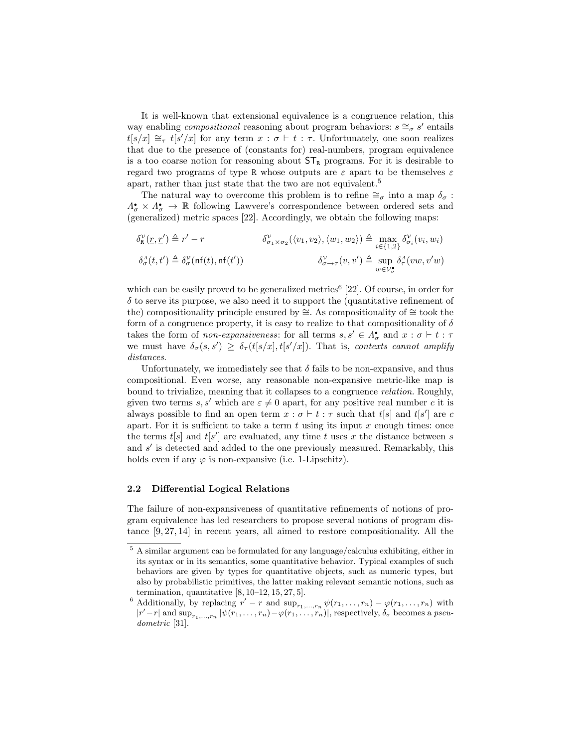It is well-known that extensional equivalence is a congruence relation, this way enabling *compositional* reasoning about program behaviors: $s \cong_\sigma s'$ entails $t[s/x] \cong_\tau t[s'/x]$ for any term $x : \sigma \vdash t : \tau$. Unfortunately, one soon realizes that due to the presence of (constants for) real-numbers, program equivalence is a too coarse notion for reasoning about $\mathsf{ST}_\mathtt{R}$ programs. For it is desirable to regard two programs of type R whose outputs are $\varepsilon$ apart to be themselves $\varepsilon$ apart, rather than just state that the two are not equivalent.[5]

The natural way to overcome this problem is to refine $\cong_\sigma$ into a map $\delta_\sigma : \Lambda^\bullet_\sigma \times \Lambda^\bullet_\sigma \to \mathbb{R}$ following Lawvere's correspondence between ordered sets and (generalized) metric spaces [22]. Accordingly, we obtain the following maps:

$$\delta^{\mathcal{V}}_{\mathtt{R}}(\underline{r}, \underline{r}') \triangleq r' - r \qquad \delta^{\mathcal{V}}_{\sigma_1 \times \sigma_2}(\langle v_1, v_2\rangle, \langle w_1, w_2\rangle) \triangleq \max_{i \in \{1,2\}} \delta^{\mathcal{V}}_{\sigma_i}(v_i, w_i)$$

$$\delta^{\Lambda}_{\sigma}(t, t') \triangleq \delta^{\mathcal{V}}_{\sigma}(\mathsf{nf}(t), \mathsf{nf}(t')) \qquad \delta^{\mathcal{V}}_{\sigma \to \tau}(v, v') \triangleq \sup_{w \in \mathcal{V}^\bullet_\sigma} \delta^{\Lambda}_{\tau}(vw, v'w)$$

which can be easily proved to be generalized metrics[6] [22]. Of course, in order for $\delta$ to serve its purpose, we also need it to support the (quantitative refinement of the) compositionality principle ensured by $\cong$. As compositionality of $\cong$ took the form of a congruence property, it is easy to realize to that compositionality of $\delta$ takes the form of *non-expansiveness*: for all terms $s, s' \in \Lambda^\bullet_\sigma$ and $x : \sigma \vdash t : \tau$ we must have $\delta_\sigma(s, s') \geq \delta_\tau(t[s/x], t[s'/x])$. That is, *contexts cannot amplify distances.*

Unfortunately, we immediately see that $\delta$ fails to be non-expansive, and thus compositional. Even worse, any reasonable non-expansive metric-like map is bound to trivialize, meaning that it collapses to a congruence *relation*. Roughly, given two terms $s, s'$ which are $\varepsilon \neq 0$ apart, for any positive real number $c$ it is always possible to find an open term $x : \sigma \vdash t : \tau$ such that $t[s]$ and $t[s']$ are $c$ apart. For it is sufficient to take a term $t$ using its input $x$ enough times: once the terms $t[s]$ and $t[s']$ are evaluated, any time $t$ uses $x$ the distance between $s$ and $s'$ is detected and added to the one previously measured. Remarkably, this holds even if any $\varphi$ is non-expansive (i.e. 1-Lipschitz).

### 2.2 Differential Logical Relations

The failure of non-expansiveness of quantitative refinements of notions of program equivalence has led researchers to propose several notions of program distance [9, 27, 14] in recent years, all aimed to restore compositionality. All the

[5] A similar argument can be formulated for any language/calculus exhibiting, either in its syntax or in its semantics, some quantitative behavior. Typical examples of such behaviors are given by types for quantitative objects, such as numeric types, but also by probabilistic primitives, the latter making relevant semantic notions, such as termination, quantitative [8, 10–12, 15, 27, 5].

[6] Additionally, by replacing $r' - r$ and $\sup_{r_1,\ldots,r_n} \psi(r_1, \ldots, r_n) - \varphi(r_1, \ldots, r_n)$ with $|r' - r|$ and $\sup_{r_1,\ldots,r_n} |\psi(r_1, \ldots, r_n) - \varphi(r_1, \ldots, r_n)|$, respectively, $\delta_\sigma$ becomes a *pseudometric* [31].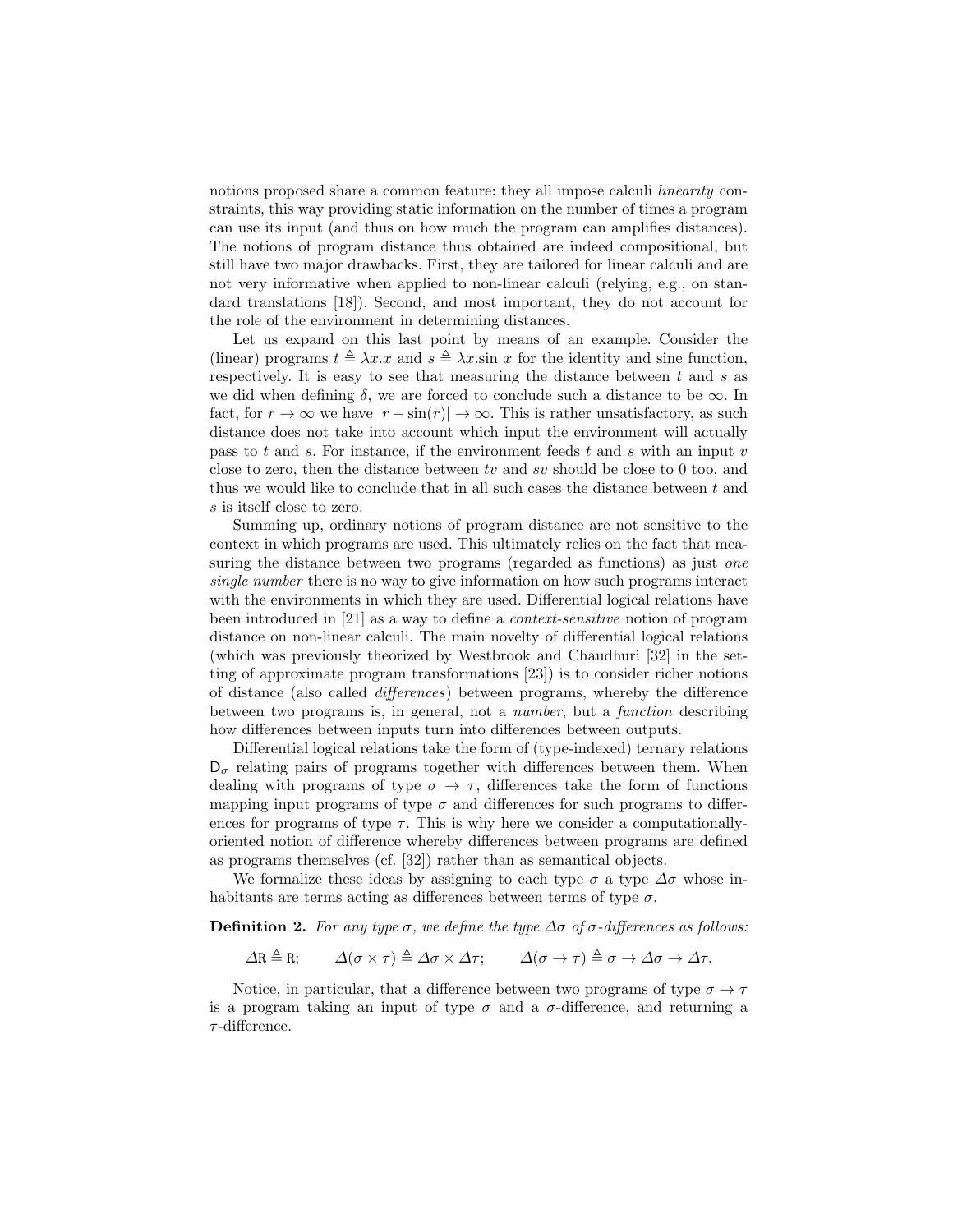notions proposed share a common feature: they all impose calculi *linearity* constraints, this way providing static information on the number of times a program can use its input (and thus on how much the program can amplifies distances). The notions of program distance thus obtained are indeed compositional, but still have two major drawbacks. First, they are tailored for linear calculi and are not very informative when applied to non-linear calculi (relying, e.g., on standard translations [18]). Second, and most important, they do not account for the role of the environment in determining distances.

Let us expand on this last point by means of an example. Consider the (linear) programs $t \triangleq \lambda x.x$ and $s \triangleq \lambda x.\underline{\sin}\ x$ for the identity and sine function, respectively. It is easy to see that measuring the distance between $t$ and $s$ as we did when defining $\delta$, we are forced to conclude such a distance to be $\infty$. In fact, for $r \to \infty$ we have $|r - \sin(r)| \to \infty$. This is rather unsatisfactory, as such distance does not take into account which input the environment will actually pass to $t$ and $s$. For instance, if the environment feeds $t$ and $s$ with an input $v$ close to zero, then the distance between $tv$ and $sv$ should be close to 0 too, and thus we would like to conclude that in all such cases the distance between $t$ and $s$ is itself close to zero.

Summing up, ordinary notions of program distance are not sensitive to the context in which programs are used. This ultimately relies on the fact that measuring the distance between two programs (regarded as functions) as just *one single number* there is no way to give information on how such programs interact with the environments in which they are used. Differential logical relations have been introduced in [21] as a way to define a *context-sensitive* notion of program distance on non-linear calculi. The main novelty of differential logical relations (which was previously theorized by Westbrook and Chaudhuri [32] in the setting of approximate program transformations [23]) is to consider richer notions of distance (also called *differences*) between programs, whereby the difference between two programs is, in general, not a *number*, but a *function* describing how differences between inputs turn into differences between outputs.

Differential logical relations take the form of (type-indexed) ternary relations $\mathsf{D}_\sigma$ relating pairs of programs together with differences between them. When dealing with programs of type $\sigma \to \tau$, differences take the form of functions mapping input programs of type $\sigma$ and differences for such programs to differences for programs of type $\tau$. This is why here we consider a computationally-oriented notion of difference whereby differences between programs are defined as programs themselves (cf. [32]) rather than as semantical objects.

We formalize these ideas by assigning to each type $\sigma$ a type $\Delta\sigma$ whose inhabitants are terms acting as differences between terms of type $\sigma$.

**Definition 2.** *For any type $\sigma$, we define the type $\Delta\sigma$ of $\sigma$-differences as follows:*

$$\Delta \mathtt{R} \triangleq \mathtt{R}; \qquad \Delta(\sigma \times \tau) \triangleq \Delta\sigma \times \Delta\tau; \qquad \Delta(\sigma \to \tau) \triangleq \sigma \to \Delta\sigma \to \Delta\tau.$$

Notice, in particular, that a difference between two programs of type $\sigma \to \tau$ is a program taking an input of type $\sigma$ and a $\sigma$-difference, and returning a $\tau$-difference.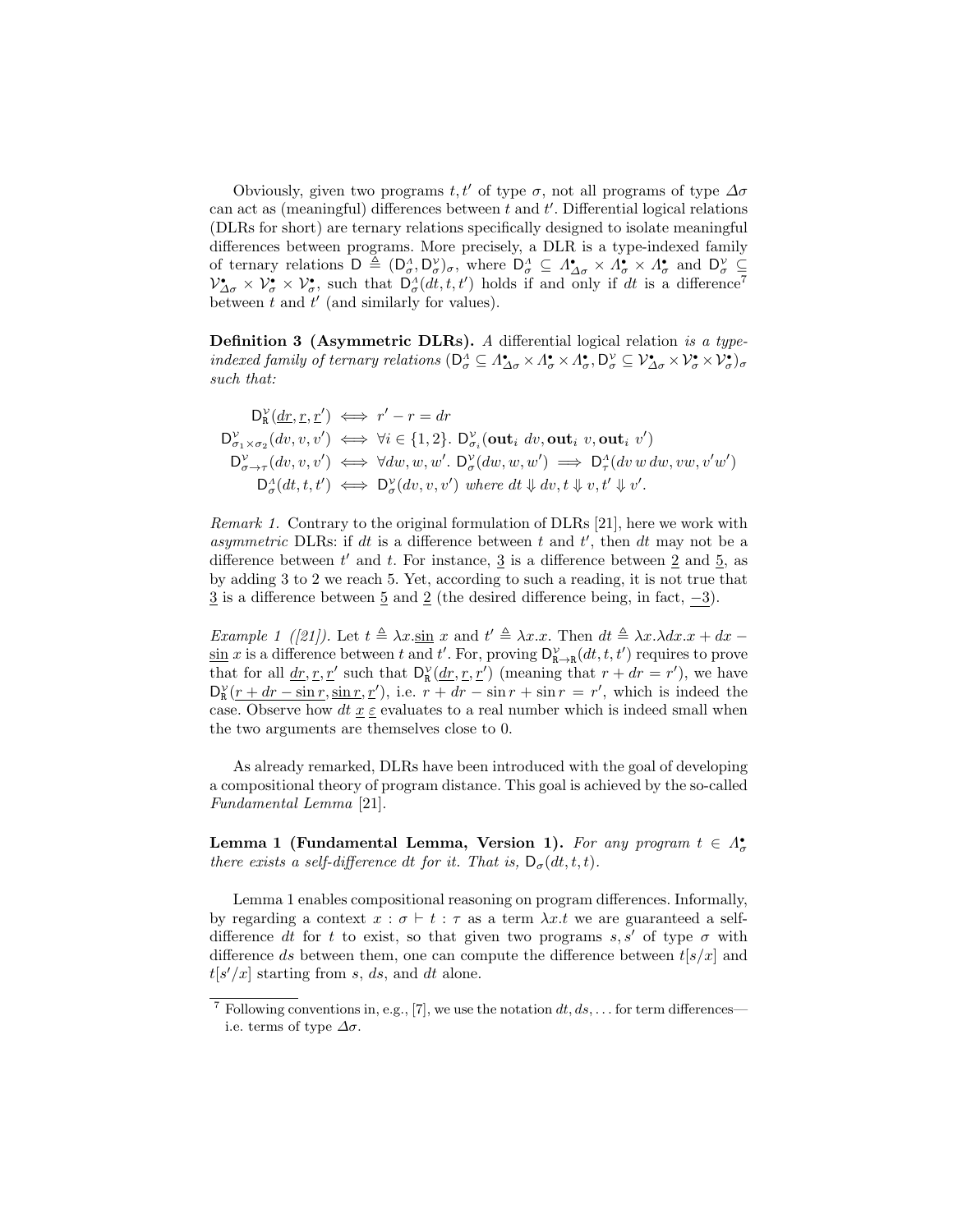Obviously, given two programs $t, t'$ of type $\sigma$, not all programs of type $\Delta\sigma$ can act as (meaningful) differences between $t$ and $t'$. Differential logical relations (DLRs for short) are ternary relations specifically designed to isolate meaningful differences between programs. More precisely, a DLR is a type-indexed family of ternary relations $\mathsf{D} \triangleq (\mathsf{D}^{\Lambda}_{\sigma}, \mathsf{D}^{\mathcal{V}}_{\sigma})_{\sigma}$, where $\mathsf{D}^{\Lambda}_{\sigma} \subseteq \Lambda^{\bullet}_{\Delta\sigma} \times \Lambda^{\bullet}_{\sigma} \times \Lambda^{\bullet}_{\sigma}$ and $\mathsf{D}^{\mathcal{V}}_{\sigma} \subseteq \mathcal{V}^{\bullet}_{\Delta\sigma} \times \mathcal{V}^{\bullet}_{\sigma} \times \mathcal{V}^{\bullet}_{\sigma}$, such that $\mathsf{D}^{\Lambda}_{\sigma}(dt, t, t')$ holds if and only if $dt$ is a difference[7] between $t$ and $t'$ (and similarly for values).

**Definition 3 (Asymmetric DLRs).** *A* differential logical relation *is a type-indexed family of ternary relations* $(\mathsf{D}^{\Lambda}_{\sigma} \subseteq \Lambda^{\bullet}_{\Delta\sigma} \times \Lambda^{\bullet}_{\sigma} \times \Lambda^{\bullet}_{\sigma}, \mathsf{D}^{\mathcal{V}}_{\sigma} \subseteq \mathcal{V}^{\bullet}_{\Delta\sigma} \times \mathcal{V}^{\bullet}_{\sigma} \times \mathcal{V}^{\bullet}_{\sigma})_{\sigma}$ *such that:*

$$
\begin{aligned}
\mathsf{D}^{\mathcal{V}}_{\mathtt{R}}(\underline{dr}, \underline{r}, \underline{r'}) &\iff r' - r = dr \\
\mathsf{D}^{\mathcal{V}}_{\sigma_1 \times \sigma_2}(dv, v, v') &\iff \forall i \in \{1, 2\}.\ \mathsf{D}^{\mathcal{V}}_{\sigma_i}(\mathbf{out}_i\ dv, \mathbf{out}_i\ v, \mathbf{out}_i\ v') \\
\mathsf{D}^{\mathcal{V}}_{\sigma \to \tau}(dv, v, v') &\iff \forall dw, w, w'.\ \mathsf{D}^{\mathcal{V}}_{\sigma}(dw, w, w') \implies \mathsf{D}^{\Lambda}_{\tau}(dv\, w\, dw, vw, v'w') \\
\mathsf{D}^{\Lambda}_{\sigma}(dt, t, t') &\iff \mathsf{D}^{\mathcal{V}}_{\sigma}(dv, v, v') \text{ where } dt \Downarrow dv, t \Downarrow v, t' \Downarrow v'.
\end{aligned}
$$

*Remark 1.* Contrary to the original formulation of DLRs [21], here we work with *asymmetric* DLRs: if $dt$ is a difference between $t$ and $t'$, then $dt$ may not be a difference between $t'$ and $t$. For instance, $\underline{3}$ is a difference between $\underline{2}$ and $\underline{5}$, as by adding 3 to 2 we reach 5. Yet, according to such a reading, it is not true that $\underline{3}$ is a difference between $\underline{5}$ and $\underline{2}$ (the desired difference being, in fact, $\underline{-3}$).

*Example 1 ([21]).* Let $t \triangleq \lambda x.\underline{\sin}\ x$ and $t' \triangleq \lambda x.x$. Then $dt \triangleq \lambda x.\lambda dx.x + dx - \underline{\sin}\ x$ is a difference between $t$ and $t'$. For, proving $\mathsf{D}^{\mathcal{V}}_{\mathtt{R}\to\mathtt{R}}(dt, t, t')$ requires to prove that for all $\underline{dr}, \underline{r}, \underline{r'}$ such that $\mathsf{D}^{\mathcal{V}}_{\mathtt{R}}(\underline{dr}, \underline{r}, \underline{r'})$ (meaning that $r + dr = r'$), we have $\mathsf{D}^{\mathcal{V}}_{\mathtt{R}}(\underline{r + dr - \sin r}, \underline{\sin r}, \underline{r'})$, i.e. $r + dr - \sin r + \sin r = r'$, which is indeed the case. Observe how $dt\ \underline{x}\ \underline{\varepsilon}$ evaluates to a real number which is indeed small when the two arguments are themselves close to 0.

As already remarked, DLRs have been introduced with the goal of developing a compositional theory of program distance. This goal is achieved by the so-called *Fundamental Lemma* [21].

**Lemma 1 (Fundamental Lemma, Version 1).** *For any program $t \in \Lambda^{\bullet}_{\sigma}$ there exists a self-difference $dt$ for it. That is, $\mathsf{D}_{\sigma}(dt, t, t)$.*

Lemma 1 enables compositional reasoning on program differences. Informally, by regarding a context $x : \sigma \vdash t : \tau$ as a term $\lambda x.t$ we are guaranteed a self-difference $dt$ for $t$ to exist, so that given two programs $s, s'$ of type $\sigma$ with difference $ds$ between them, one can compute the difference between $t[s/x]$ and $t[s'/x]$ starting from $s$, $ds$, and $dt$ alone.

[7] Following conventions in, e.g., [7], we use the notation $dt, ds, \ldots$ for term differences—i.e. terms of type $\Delta\sigma$.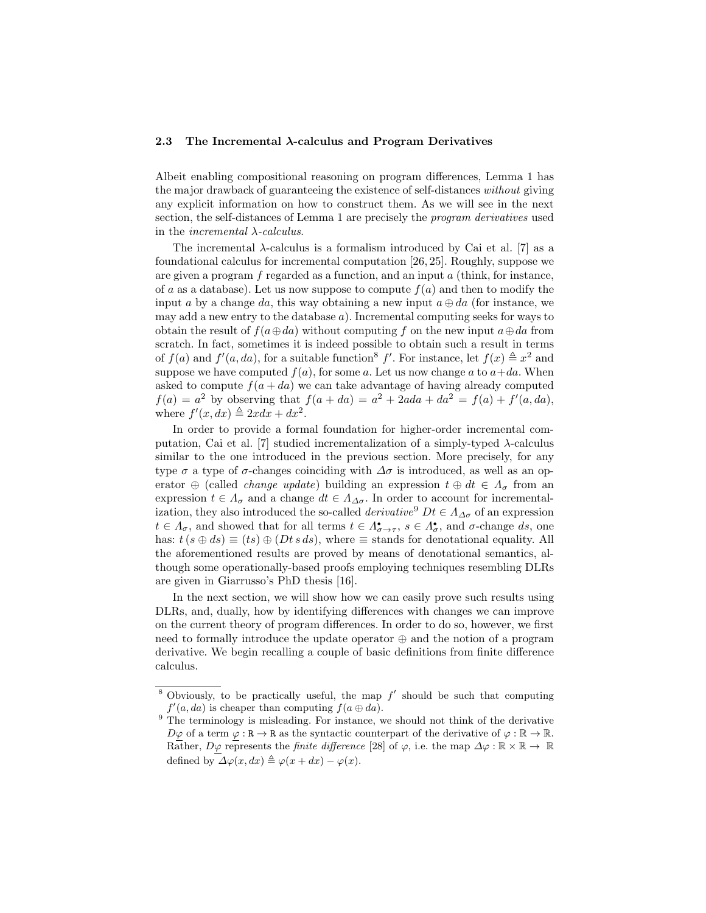### 2.3 The Incremental $\lambda$-calculus and Program Derivatives

Albeit enabling compositional reasoning on program differences, Lemma 1 has the major drawback of guaranteeing the existence of self-distances *without* giving any explicit information on how to construct them. As we will see in the next section, the self-distances of Lemma 1 are precisely the *program derivatives* used in the *incremental $\lambda$-calculus*.

The incremental $\lambda$-calculus is a formalism introduced by Cai et al. [7] as a foundational calculus for incremental computation [26, 25]. Roughly, suppose we are given a program $f$ regarded as a function, and an input $a$ (think, for instance, of $a$ as a database). Let us now suppose to compute $f(a)$ and then to modify the input $a$ by a change $da$, this way obtaining a new input $a \oplus da$ (for instance, we may add a new entry to the database $a$). Incremental computing seeks for ways to obtain the result of $f(a \oplus da)$ without computing $f$ on the new input $a \oplus da$ from scratch. In fact, sometimes it is indeed possible to obtain such a result in terms of $f(a)$ and $f'(a, da)$, for a suitable function[8] $f'$. For instance, let $f(x) \triangleq x^2$ and suppose we have computed $f(a)$, for some $a$. Let us now change $a$ to $a + da$. When asked to compute $f(a + da)$ we can take advantage of having already computed $f(a) = a^2$ by observing that $f(a + da) = a^2 + 2ada + da^2 = f(a) + f'(a, da)$, where $f'(x, dx) \triangleq 2xdx + dx^2$.

In order to provide a formal foundation for higher-order incremental computation, Cai et al. [7] studied incrementalization of a simply-typed $\lambda$-calculus similar to the one introduced in the previous section. More precisely, for any type $\sigma$ a type of $\sigma$-changes coinciding with $\Delta\sigma$ is introduced, as well as an operator $\oplus$ (called *change update*) building an expression $t \oplus dt \in \Lambda_\sigma$ from an expression $t \in \Lambda_\sigma$ and a change $dt \in \Lambda_{\Delta\sigma}$. In order to account for incrementalization, they also introduced the so-called *derivative*[9] $Dt \in \Lambda_{\Delta\sigma}$ of an expression $t \in \Lambda_\sigma$, and showed that for all terms $t \in \Lambda^\bullet_{\sigma\to\tau}$, $s \in \Lambda^\bullet_\sigma$, and $\sigma$-change $ds$, one has: $t\,(s \oplus ds) \equiv (ts) \oplus (Dt\, s\, ds)$, where $\equiv$ stands for denotational equality. All the aforementioned results are proved by means of denotational semantics, although some operationally-based proofs employing techniques resembling DLRs are given in Giarrusso's PhD thesis [16].

In the next section, we will show how we can easily prove such results using DLRs, and, dually, how by identifying differences with changes we can improve on the current theory of program differences. In order to do so, however, we first need to formally introduce the update operator $\oplus$ and the notion of a program derivative. We begin recalling a couple of basic definitions from finite difference calculus.

---

[8] Obviously, to be practically useful, the map $f'$ should be such that computing $f'(a, da)$ is cheaper than computing $f(a \oplus da)$.

[9] The terminology is misleading. For instance, we should not think of the derivative $D\underline{\varphi}$ of a term $\underline{\varphi} : \mathtt{R} \to \mathtt{R}$ as the syntactic counterpart of the derivative of $\varphi : \mathbb{R} \to \mathbb{R}$. Rather, $D\underline{\varphi}$ represents the *finite difference* [28] of $\varphi$, i.e. the map $\Delta\varphi : \mathbb{R} \times \mathbb{R} \to \mathbb{R}$ defined by $\Delta\varphi(x, dx) \triangleq \varphi(x + dx) - \varphi(x)$.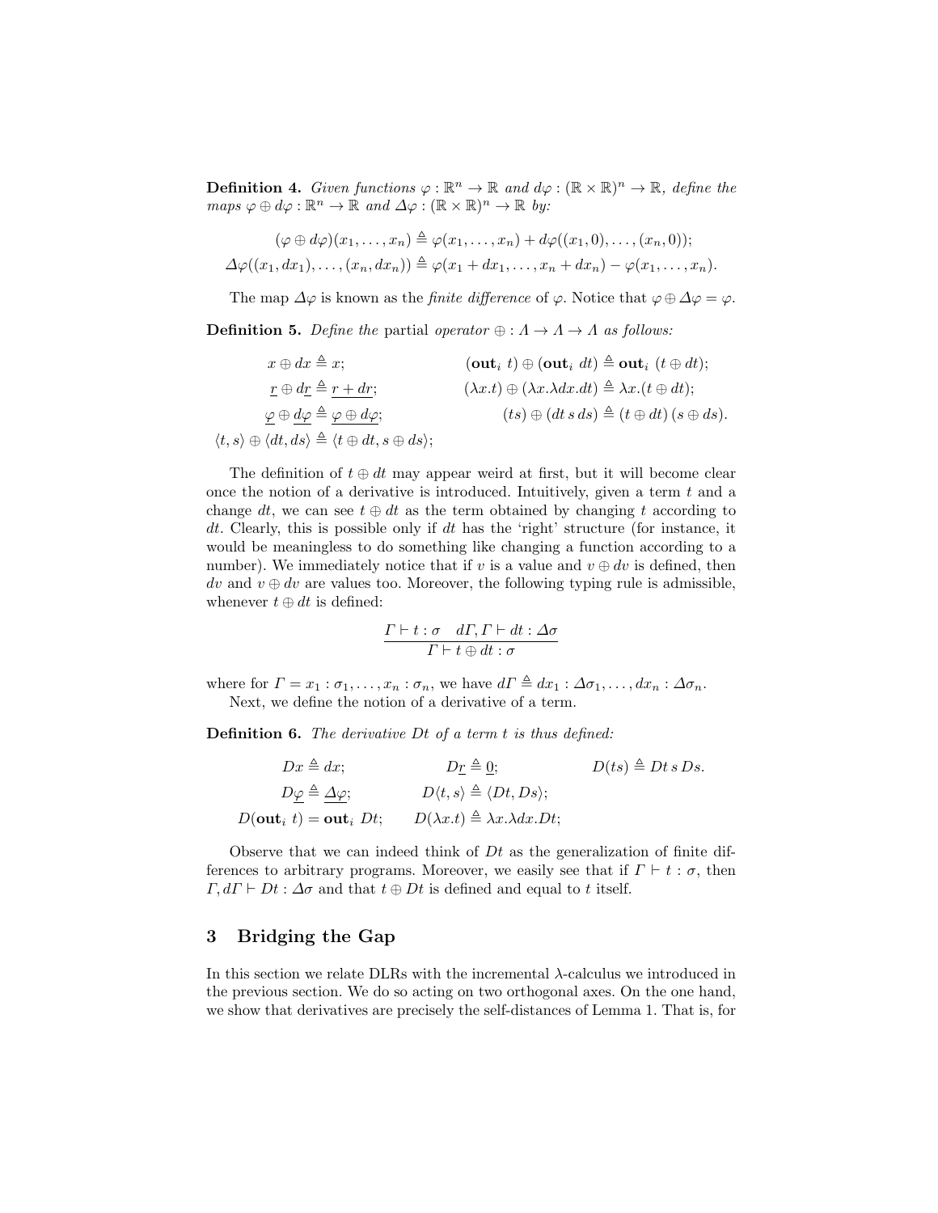**Definition 4.** *Given functions $\varphi : \mathbb{R}^n \to \mathbb{R}$ and $d\varphi : (\mathbb{R} \times \mathbb{R})^n \to \mathbb{R}$, define the maps $\varphi \oplus d\varphi : \mathbb{R}^n \to \mathbb{R}$ and $\Delta\varphi : (\mathbb{R} \times \mathbb{R})^n \to \mathbb{R}$ by:*

$$(\varphi \oplus d\varphi)(x_1, \ldots, x_n) \triangleq \varphi(x_1, \ldots, x_n) + d\varphi((x_1, 0), \ldots, (x_n, 0));$$

$$\Delta\varphi((x_1, dx_1), \ldots, (x_n, dx_n)) \triangleq \varphi(x_1 + dx_1, \ldots, x_n + dx_n) - \varphi(x_1, \ldots, x_n).$$

The map $\Delta\varphi$ is known as the *finite difference* of $\varphi$. Notice that $\varphi \oplus \Delta\varphi = \varphi$.

**Definition 5.** *Define the* partial *operator* $\oplus : \Lambda \to \Lambda \to \Lambda$ *as follows:*

$$x \oplus dx \triangleq x; \qquad (\mathbf{out}_i\ t) \oplus (\mathbf{out}_i\ dt) \triangleq \mathbf{out}_i\ (t \oplus dt);$$

$$\underline{r} \oplus d\underline{r} \triangleq \underline{r + dr}; \qquad (\lambda x.t) \oplus (\lambda x.\lambda dx.dt) \triangleq \lambda x.(t \oplus dt);$$

$$\underline{\varphi} \oplus d\underline{\varphi} \triangleq \underline{\varphi \oplus d\varphi}; \qquad (ts) \oplus (dt\, s\, ds) \triangleq (t \oplus dt)\,(s \oplus ds).$$

$$\langle t, s\rangle \oplus \langle dt, ds\rangle \triangleq \langle t \oplus dt, s \oplus ds\rangle;$$

The definition of $t \oplus dt$ may appear weird at first, but it will become clear once the notion of a derivative is introduced. Intuitively, given a term $t$ and a change $dt$, we can see $t \oplus dt$ as the term obtained by changing $t$ according to $dt$. Clearly, this is possible only if $dt$ has the 'right' structure (for instance, it would be meaningless to do something like changing a function according to a number). We immediately notice that if $v$ is a value and $v \oplus dv$ is defined, then $dv$ and $v \oplus dv$ are values too. Moreover, the following typing rule is admissible, whenever $t \oplus dt$ is defined:

$$\frac{\Gamma \vdash t : \sigma \quad d\Gamma, \Gamma \vdash dt : \Delta\sigma}{\Gamma \vdash t \oplus dt : \sigma}$$

where for $\Gamma = x_1 : \sigma_1, \ldots, x_n : \sigma_n$, we have $d\Gamma \triangleq dx_1 : \Delta\sigma_1, \ldots, dx_n : \Delta\sigma_n$.

Next, we define the notion of a derivative of a term.

**Definition 6.** *The derivative $Dt$ of a term $t$ is thus defined:*

$$Dx \triangleq dx; \qquad D\underline{r} \triangleq \underline{0}; \qquad D(ts) \triangleq Dt\, s\, Ds.$$

$$D\underline{\varphi} \triangleq \underline{\Delta\varphi}; \qquad D\langle t, s\rangle \triangleq \langle Dt, Ds\rangle;$$

$$D(\mathbf{out}_i\ t) = \mathbf{out}_i\ Dt; \qquad D(\lambda x.t) \triangleq \lambda x.\lambda dx.Dt;$$

Observe that we can indeed think of $Dt$ as the generalization of finite differences to arbitrary programs. Moreover, we easily see that if $\Gamma \vdash t : \sigma$, then $\Gamma, d\Gamma \vdash Dt : \Delta\sigma$ and that $t \oplus Dt$ is defined and equal to $t$ itself.

## 3 Bridging the Gap

In this section we relate DLRs with the incremental $\lambda$-calculus we introduced in the previous section. We do so acting on two orthogonal axes. On the one hand, we show that derivatives are precisely the self-distances of Lemma 1. That is, for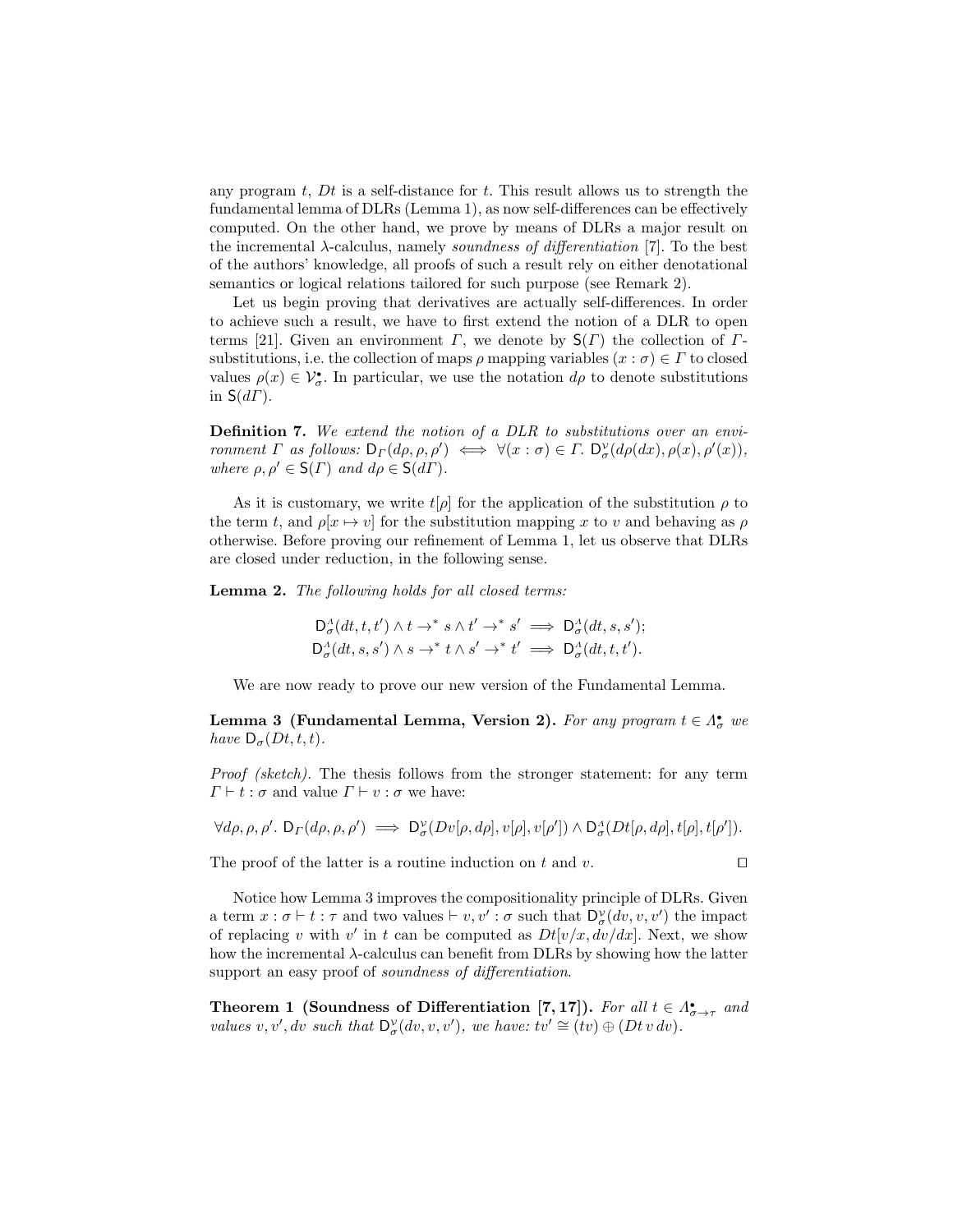any program $t$, $Dt$ is a self-distance for $t$. This result allows us to strength the fundamental lemma of DLRs (Lemma 1), as now self-differences can be effectively computed. On the other hand, we prove by means of DLRs a major result on the incremental $\lambda$-calculus, namely *soundness of differentiation* [7]. To the best of the authors' knowledge, all proofs of such a result rely on either denotational semantics or logical relations tailored for such purpose (see Remark 2).

Let us begin proving that derivatives are actually self-differences. In order to achieve such a result, we have to first extend the notion of a DLR to open terms [21]. Given an environment $\Gamma$, we denote by $\mathsf{S}(\Gamma)$ the collection of $\Gamma$-substitutions, i.e. the collection of maps $\rho$ mapping variables $(x : \sigma) \in \Gamma$ to closed values $\rho(x) \in \mathcal{V}^\bullet_\sigma$. In particular, we use the notation $d\rho$ to denote substitutions in $\mathsf{S}(d\Gamma)$.

**Definition 7.** *We extend the notion of a DLR to substitutions over an environment $\Gamma$ as follows: $\mathsf{D}_\Gamma(d\rho, \rho, \rho') \iff \forall (x : \sigma) \in \Gamma.\ \mathsf{D}^{\mathcal{V}}_\sigma(d\rho(dx), \rho(x), \rho'(x))$, where $\rho, \rho' \in \mathsf{S}(\Gamma)$ and $d\rho \in \mathsf{S}(d\Gamma)$.*

As it is customary, we write $t[\rho]$ for the application of the substitution $\rho$ to the term $t$, and $\rho[x \mapsto v]$ for the substitution mapping $x$ to $v$ and behaving as $\rho$ otherwise. Before proving our refinement of Lemma 1, let us observe that DLRs are closed under reduction, in the following sense.

**Lemma 2.** *The following holds for all closed terms:*

$$\mathsf{D}^{\Lambda}_\sigma(dt, t, t') \wedge t \to^* s \wedge t' \to^* s' \implies \mathsf{D}^{\Lambda}_\sigma(dt, s, s');$$
$$\mathsf{D}^{\Lambda}_\sigma(dt, s, s') \wedge s \to^* t \wedge s' \to^* t' \implies \mathsf{D}^{\Lambda}_\sigma(dt, t, t').$$

We are now ready to prove our new version of the Fundamental Lemma.

**Lemma 3 (Fundamental Lemma, Version 2).** *For any program $t \in \Lambda^\bullet_\sigma$ we have $\mathsf{D}_\sigma(Dt, t, t)$.*

*Proof (sketch).* The thesis follows from the stronger statement: for any term $\Gamma \vdash t : \sigma$ and value $\Gamma \vdash v : \sigma$ we have:

$$\forall d\rho, \rho, \rho'.\ \mathsf{D}_\Gamma(d\rho, \rho, \rho') \implies \mathsf{D}^{\mathcal{V}}_\sigma(Dv[\rho, d\rho], v[\rho], v[\rho']) \wedge \mathsf{D}^{\Lambda}_\sigma(Dt[\rho, d\rho], t[\rho], t[\rho']).$$

The proof of the latter is a routine induction on $t$ and $v$. $\square$

Notice how Lemma 3 improves the compositionality principle of DLRs. Given a term $x : \sigma \vdash t : \tau$ and two values $\vdash v, v' : \sigma$ such that $\mathsf{D}^{\mathcal{V}}_\sigma(dv, v, v')$ the impact of replacing $v$ with $v'$ in $t$ can be computed as $Dt[v/x, dv/dx]$. Next, we show how the incremental $\lambda$-calculus can benefit from DLRs by showing how the latter support an easy proof of *soundness of differentiation*.

**Theorem 1 (Soundness of Differentiation [7, 17]).** *For all $t \in \Lambda^\bullet_{\sigma\to\tau}$ and values $v, v', dv$ such that $\mathsf{D}^{\mathcal{V}}_\sigma(dv, v, v')$, we have: $tv' \cong (tv) \oplus (Dt\, v\, dv)$.*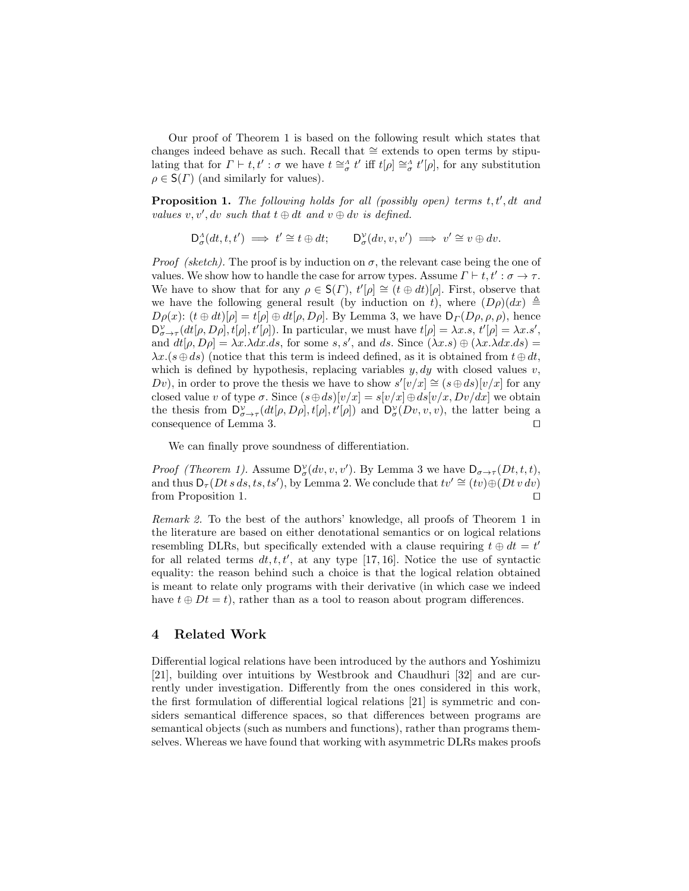Our proof of Theorem 1 is based on the following result which states that changes indeed behave as such. Recall that $\cong$ extends to open terms by stipulating that for $\Gamma \vdash t, t' : \sigma$ we have $t \cong^{\Lambda}_{\sigma} t'$ iff $t[\rho] \cong^{\Lambda}_{\sigma} t'[\rho]$, for any substitution $\rho \in \mathsf{S}(\Gamma)$ (and similarly for values).

**Proposition 1.** *The following holds for all (possibly open) terms $t, t', dt$ and values $v, v', dv$ such that $t \oplus dt$ and $v \oplus dv$ is defined.*

$$\mathsf{D}^{\Lambda}_{\sigma}(dt, t, t') \implies t' \cong t \oplus dt; \qquad \mathsf{D}^{\mathcal{V}}_{\sigma}(dv, v, v') \implies v' \cong v \oplus dv.$$

*Proof (sketch).* The proof is by induction on $\sigma$, the relevant case being the one of values. We show how to handle the case for arrow types. Assume $\Gamma \vdash t, t' : \sigma \to \tau$. We have to show that for any $\rho \in \mathsf{S}(\Gamma)$, $t'[\rho] \cong (t \oplus dt)[\rho]$. First, observe that we have the following general result (by induction on $t$), where $(D\rho)(dx) \triangleq D\rho(x)$: $(t \oplus dt)[\rho] = t[\rho] \oplus dt[\rho, D\rho]$. By Lemma 3, we have $\mathsf{D}_{\Gamma}(D\rho, \rho, \rho)$, hence $\mathsf{D}^{\mathcal{V}}_{\sigma\to\tau}(dt[\rho, D\rho], t[\rho], t'[\rho])$. In particular, we must have $t[\rho] = \lambda x.s$, $t'[\rho] = \lambda x.s'$, and $dt[\rho, D\rho] = \lambda x.\lambda dx.ds$, for some $s, s'$, and $ds$. Since $(\lambda x.s) \oplus (\lambda x.\lambda dx.ds) = \lambda x.(s \oplus ds)$ (notice that this term is indeed defined, as it is obtained from $t \oplus dt$, which is defined by hypothesis, replacing variables $y, dy$ with closed values $v$, $Dv$), in order to prove the thesis we have to show $s'[v/x] \cong (s \oplus ds)[v/x]$ for any closed value $v$ of type $\sigma$. Since $(s \oplus ds)[v/x] = s[v/x] \oplus ds[v/x, Dv/dx]$ we obtain the thesis from $\mathsf{D}^{\mathcal{V}}_{\sigma\to\tau}(dt[\rho, D\rho], t[\rho], t'[\rho])$ and $\mathsf{D}^{\mathcal{V}}_{\sigma}(Dv, v, v)$, the latter being a consequence of Lemma 3. $\square$

We can finally prove soundness of differentiation.

*Proof (Theorem 1).* Assume $\mathsf{D}^{\mathcal{V}}_{\sigma}(dv, v, v')$. By Lemma 3 we have $\mathsf{D}_{\sigma\to\tau}(Dt, t, t)$, and thus $\mathsf{D}_{\tau}(Dt\, s\, ds, ts, ts')$, by Lemma 2. We conclude that $tv' \cong (tv) \oplus (Dt\, v\, dv)$ from Proposition 1. $\square$

*Remark 2.* To the best of the authors' knowledge, all proofs of Theorem 1 in the literature are based on either denotational semantics or on logical relations resembling DLRs, but specifically extended with a clause requiring $t \oplus dt = t'$ for all related terms $dt, t, t'$, at any type [17, 16]. Notice the use of syntactic equality: the reason behind such a choice is that the logical relation obtained is meant to relate only programs with their derivative (in which case we indeed have $t \oplus Dt = t$), rather than as a tool to reason about program differences.

## 4 Related Work

Differential logical relations have been introduced by the authors and Yoshimizu [21], building over intuitions by Westbrook and Chaudhuri [32] and are currently under investigation. Differently from the ones considered in this work, the first formulation of differential logical relations [21] is symmetric and considers semantical difference spaces, so that differences between programs are semantical objects (such as numbers and functions), rather than programs themselves. Whereas we have found that working with asymmetric DLRs makes proofs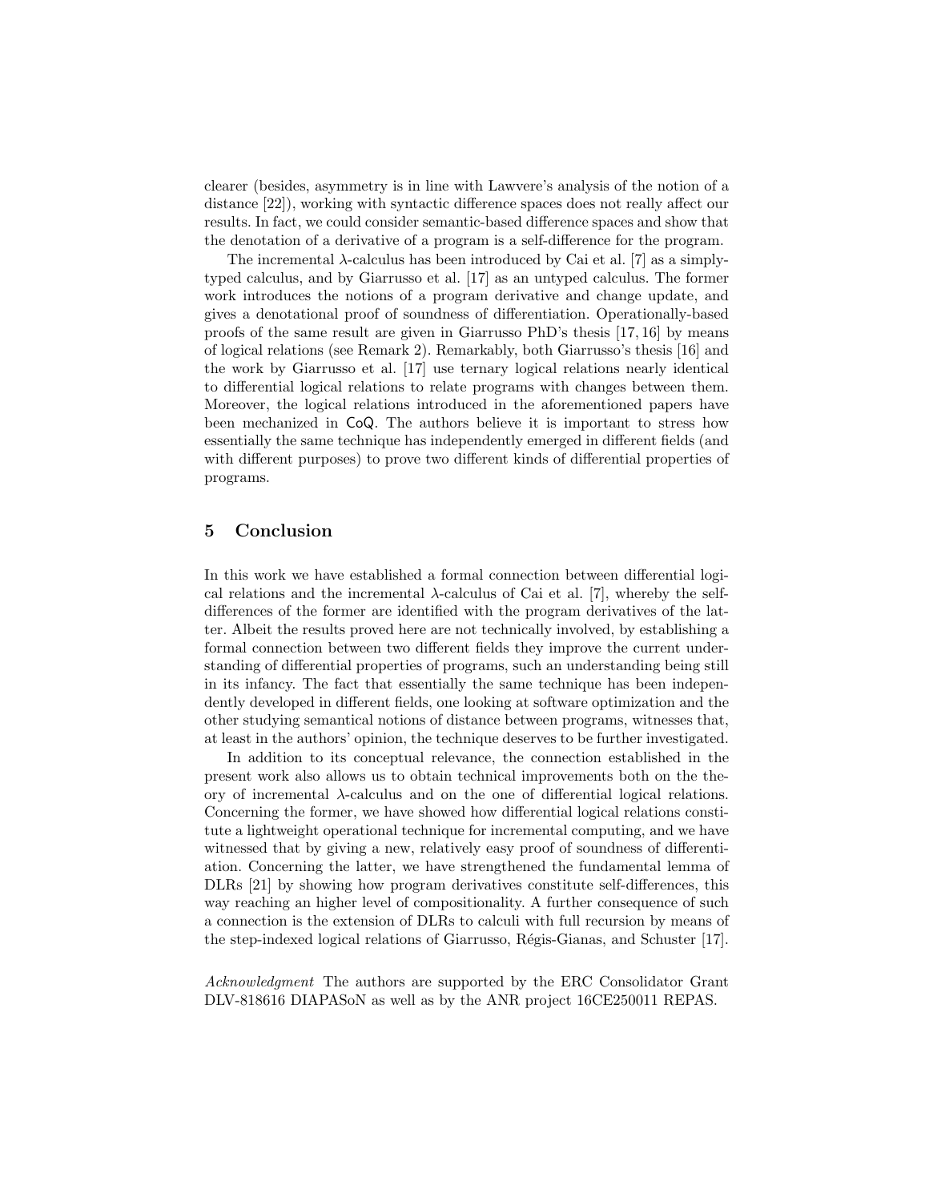clearer (besides, asymmetry is in line with Lawvere's analysis of the notion of a distance [22]), working with syntactic difference spaces does not really affect our results. In fact, we could consider semantic-based difference spaces and show that the denotation of a derivative of a program is a self-difference for the program.

The incremental $\lambda$-calculus has been introduced by Cai et al. [7] as a simply-typed calculus, and by Giarrusso et al. [17] as an untyped calculus. The former work introduces the notions of a program derivative and change update, and gives a denotational proof of soundness of differentiation. Operationally-based proofs of the same result are given in Giarrusso PhD's thesis [17, 16] by means of logical relations (see Remark 2). Remarkably, both Giarrusso's thesis [16] and the work by Giarrusso et al. [17] use ternary logical relations nearly identical to differential logical relations to relate programs with changes between them. Moreover, the logical relations introduced in the aforementioned papers have been mechanized in CoQ. The authors believe it is important to stress how essentially the same technique has independently emerged in different fields (and with different purposes) to prove two different kinds of differential properties of programs.

## 5 Conclusion

In this work we have established a formal connection between differential logical relations and the incremental $\lambda$-calculus of Cai et al. [7], whereby the self-differences of the former are identified with the program derivatives of the latter. Albeit the results proved here are not technically involved, by establishing a formal connection between two different fields they improve the current understanding of differential properties of programs, such an understanding being still in its infancy. The fact that essentially the same technique has been independently developed in different fields, one looking at software optimization and the other studying semantical notions of distance between programs, witnesses that, at least in the authors' opinion, the technique deserves to be further investigated.

In addition to its conceptual relevance, the connection established in the present work also allows us to obtain technical improvements both on the theory of incremental $\lambda$-calculus and on the one of differential logical relations. Concerning the former, we have showed how differential logical relations constitute a lightweight operational technique for incremental computing, and we have witnessed that by giving a new, relatively easy proof of soundness of differentiation. Concerning the latter, we have strengthened the fundamental lemma of DLRs [21] by showing how program derivatives constitute self-differences, this way reaching an higher level of compositionality. A further consequence of such a connection is the extension of DLRs to calculi with full recursion by means of the step-indexed logical relations of Giarrusso, Régis-Gianas, and Schuster [17].

*Acknowledgment* The authors are supported by the ERC Consolidator Grant DLV-818616 DIAPASoN as well as by the ANR project 16CE250011 REPAS.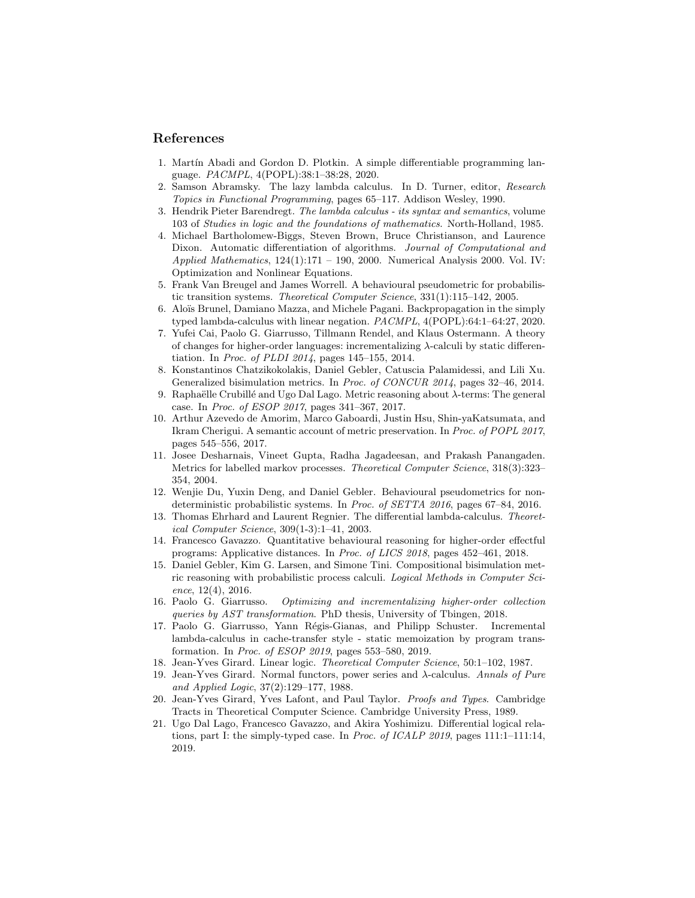## References

1. Martín Abadi and Gordon D. Plotkin. A simple differentiable programming language. *PACMPL*, 4(POPL):38:1–38:28, 2020.
2. Samson Abramsky. The lazy lambda calculus. In D. Turner, editor, *Research Topics in Functional Programming*, pages 65–117. Addison Wesley, 1990.
3. Hendrik Pieter Barendregt. *The lambda calculus - its syntax and semantics*, volume 103 of *Studies in logic and the foundations of mathematics*. North-Holland, 1985.
4. Michael Bartholomew-Biggs, Steven Brown, Bruce Christianson, and Laurence Dixon. Automatic differentiation of algorithms. *Journal of Computational and Applied Mathematics*, 124(1):171 – 190, 2000. Numerical Analysis 2000. Vol. IV: Optimization and Nonlinear Equations.
5. Frank Van Breugel and James Worrell. A behavioural pseudometric for probabilistic transition systems. *Theoretical Computer Science*, 331(1):115–142, 2005.
6. Aloïs Brunel, Damiano Mazza, and Michele Pagani. Backpropagation in the simply typed lambda-calculus with linear negation. *PACMPL*, 4(POPL):64:1–64:27, 2020.
7. Yufei Cai, Paolo G. Giarrusso, Tillmann Rendel, and Klaus Ostermann. A theory of changes for higher-order languages: incrementalizing λ-calculi by static differentiation. In *Proc. of PLDI 2014*, pages 145–155, 2014.
8. Konstantinos Chatzikokolakis, Daniel Gebler, Catuscia Palamidessi, and Lili Xu. Generalized bisimulation metrics. In *Proc. of CONCUR 2014*, pages 32–46, 2014.
9. Raphaëlle Crubillé and Ugo Dal Lago. Metric reasoning about λ-terms: The general case. In *Proc. of ESOP 2017*, pages 341–367, 2017.
10. Arthur Azevedo de Amorim, Marco Gaboardi, Justin Hsu, Shin-yaKatsumata, and Ikram Cherigui. A semantic account of metric preservation. In *Proc. of POPL 2017*, pages 545–556, 2017.
11. Josee Desharnais, Vineet Gupta, Radha Jagadeesan, and Prakash Panangaden. Metrics for labelled markov processes. *Theoretical Computer Science*, 318(3):323–354, 2004.
12. Wenjie Du, Yuxin Deng, and Daniel Gebler. Behavioural pseudometrics for nondeterministic probabilistic systems. In *Proc. of SETTA 2016*, pages 67–84, 2016.
13. Thomas Ehrhard and Laurent Regnier. The differential lambda-calculus. *Theoretical Computer Science*, 309(1-3):1–41, 2003.
14. Francesco Gavazzo. Quantitative behavioural reasoning for higher-order effectful programs: Applicative distances. In *Proc. of LICS 2018*, pages 452–461, 2018.
15. Daniel Gebler, Kim G. Larsen, and Simone Tini. Compositional bisimulation metric reasoning with probabilistic process calculi. *Logical Methods in Computer Science*, 12(4), 2016.
16. Paolo G. Giarrusso. *Optimizing and incrementalizing higher-order collection queries by AST transformation*. PhD thesis, University of Tbingen, 2018.
17. Paolo G. Giarrusso, Yann Régis-Gianas, and Philipp Schuster. Incremental lambda-calculus in cache-transfer style - static memoization by program transformation. In *Proc. of ESOP 2019*, pages 553–580, 2019.
18. Jean-Yves Girard. Linear logic. *Theoretical Computer Science*, 50:1–102, 1987.
19. Jean-Yves Girard. Normal functors, power series and λ-calculus. *Annals of Pure and Applied Logic*, 37(2):129–177, 1988.
20. Jean-Yves Girard, Yves Lafont, and Paul Taylor. *Proofs and Types*. Cambridge Tracts in Theoretical Computer Science. Cambridge University Press, 1989.
21. Ugo Dal Lago, Francesco Gavazzo, and Akira Yoshimizu. Differential logical relations, part I: the simply-typed case. In *Proc. of ICALP 2019*, pages 111:1–111:14, 2019.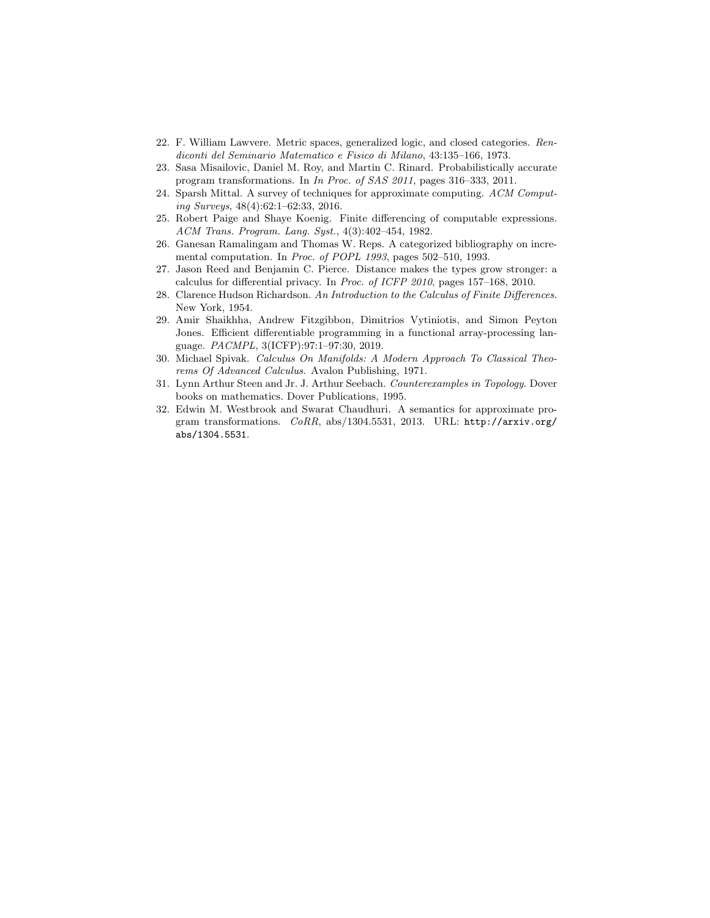22. F. William Lawvere. Metric spaces, generalized logic, and closed categories. *Rendiconti del Seminario Matematico e Fisico di Milano*, 43:135–166, 1973.
23. Sasa Misailovic, Daniel M. Roy, and Martin C. Rinard. Probabilistically accurate program transformations. In *In Proc. of SAS 2011*, pages 316–333, 2011.
24. Sparsh Mittal. A survey of techniques for approximate computing. *ACM Computing Surveys*, 48(4):62:1–62:33, 2016.
25. Robert Paige and Shaye Koenig. Finite differencing of computable expressions. *ACM Trans. Program. Lang. Syst.*, 4(3):402–454, 1982.
26. Ganesan Ramalingam and Thomas W. Reps. A categorized bibliography on incremental computation. In *Proc. of POPL 1993*, pages 502–510, 1993.
27. Jason Reed and Benjamin C. Pierce. Distance makes the types grow stronger: a calculus for differential privacy. In *Proc. of ICFP 2010*, pages 157–168, 2010.
28. Clarence Hudson Richardson. *An Introduction to the Calculus of Finite Differences*. New York, 1954.
29. Amir Shaikhha, Andrew Fitzgibbon, Dimitrios Vytiniotis, and Simon Peyton Jones. Efficient differentiable programming in a functional array-processing language. *PACMPL*, 3(ICFP):97:1–97:30, 2019.
30. Michael Spivak. *Calculus On Manifolds: A Modern Approach To Classical Theorems Of Advanced Calculus*. Avalon Publishing, 1971.
31. Lynn Arthur Steen and Jr. J. Arthur Seebach. *Counterexamples in Topology*. Dover books on mathematics. Dover Publications, 1995.
32. Edwin M. Westbrook and Swarat Chaudhuri. A semantics for approximate program transformations. *CoRR*, abs/1304.5531, 2013. URL: `http://arxiv.org/abs/1304.5531`.